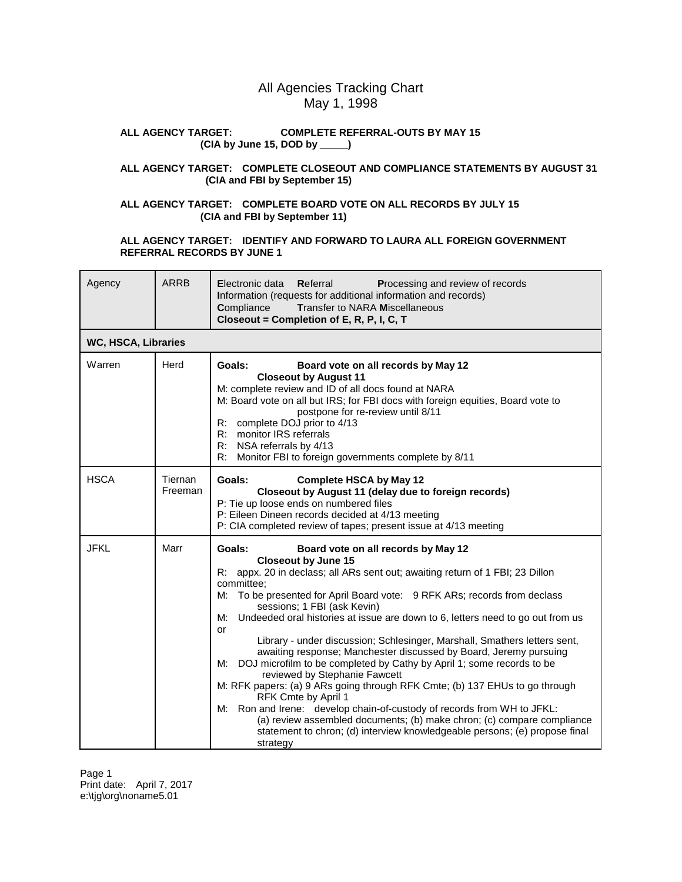# All Agencies Tracking Chart
## May 1, 1998

**ALL AGENCY TARGET: COMPLETE REFERRAL-OUTS BY MAY 15**
**(CIA by June 15, DOD by _____)**

**ALL AGENCY TARGET: COMPLETE CLOSEOUT AND COMPLIANCE STATEMENTS BY AUGUST 31**
**(CIA and FBI by September 15)**

**ALL AGENCY TARGET: COMPLETE BOARD VOTE ON ALL RECORDS BY JULY 15**
**(CIA and FBI by September 11)**

**ALL AGENCY TARGET: IDENTIFY AND FORWARD TO LAURA ALL FOREIGN GOVERNMENT REFERRAL RECORDS BY JUNE 1**

| Agency | ARRB | **E**lectronic data **R**eferral **P**rocessing and review of records<br>**I**nformation (requests for additional information and records)<br>**C**ompliance **T**ransfer to NARA **M**iscellaneous<br>**Closeout = Completion of E, R, P, I, C, T** |
|---|---|---|
| **WC, HSCA, Libraries** | | |
| Warren | Herd | **Goals: Board vote on all records by May 12**<br>**Closeout by August 11**<br>M: complete review and ID of all docs found at NARA<br>M: Board vote on all but IRS; for FBI docs with foreign equities, Board vote to postpone for re-review until 8/11<br>R: complete DOJ prior to 4/13<br>R: monitor IRS referrals<br>R: NSA referrals by 4/13<br>R: Monitor FBI to foreign governments complete by 8/11 |
| HSCA | Tiernan Freeman | **Goals: Complete HSCA by May 12**<br>**Closeout by August 11 (delay due to foreign records)**<br>P: Tie up loose ends on numbered files<br>P: Eileen Dineen records decided at 4/13 meeting<br>P: CIA completed review of tapes; present issue at 4/13 meeting |
| JFKL | Marr | **Goals: Board vote on all records by May 12**<br>**Closeout by June 15**<br>R: appx. 20 in declass; all ARs sent out; awaiting return of 1 FBI; 23 Dillon committee;<br>M: To be presented for April Board vote: 9 RFK ARs; records from declass sessions; 1 FBI (ask Kevin)<br>M: Undeeded oral histories at issue are down to 6, letters need to go out from us or Library - under discussion; Schlesinger, Marshall, Smathers letters sent, awaiting response; Manchester discussed by Board, Jeremy pursuing<br>M: DOJ microfilm to be completed by Cathy by April 1; some records to be reviewed by Stephanie Fawcett<br>M: RFK papers: (a) 9 ARs going through RFK Cmte; (b) 137 EHUs to go through RFK Cmte by April 1<br>M: Ron and Irene: develop chain-of-custody of records from WH to JFKL: (a) review assembled documents; (b) make chron; (c) compare compliance statement to chron; (d) interview knowledgeable persons; (e) propose final strategy |

Print date: April 7, 2017
e:\tjg\org\noname5.01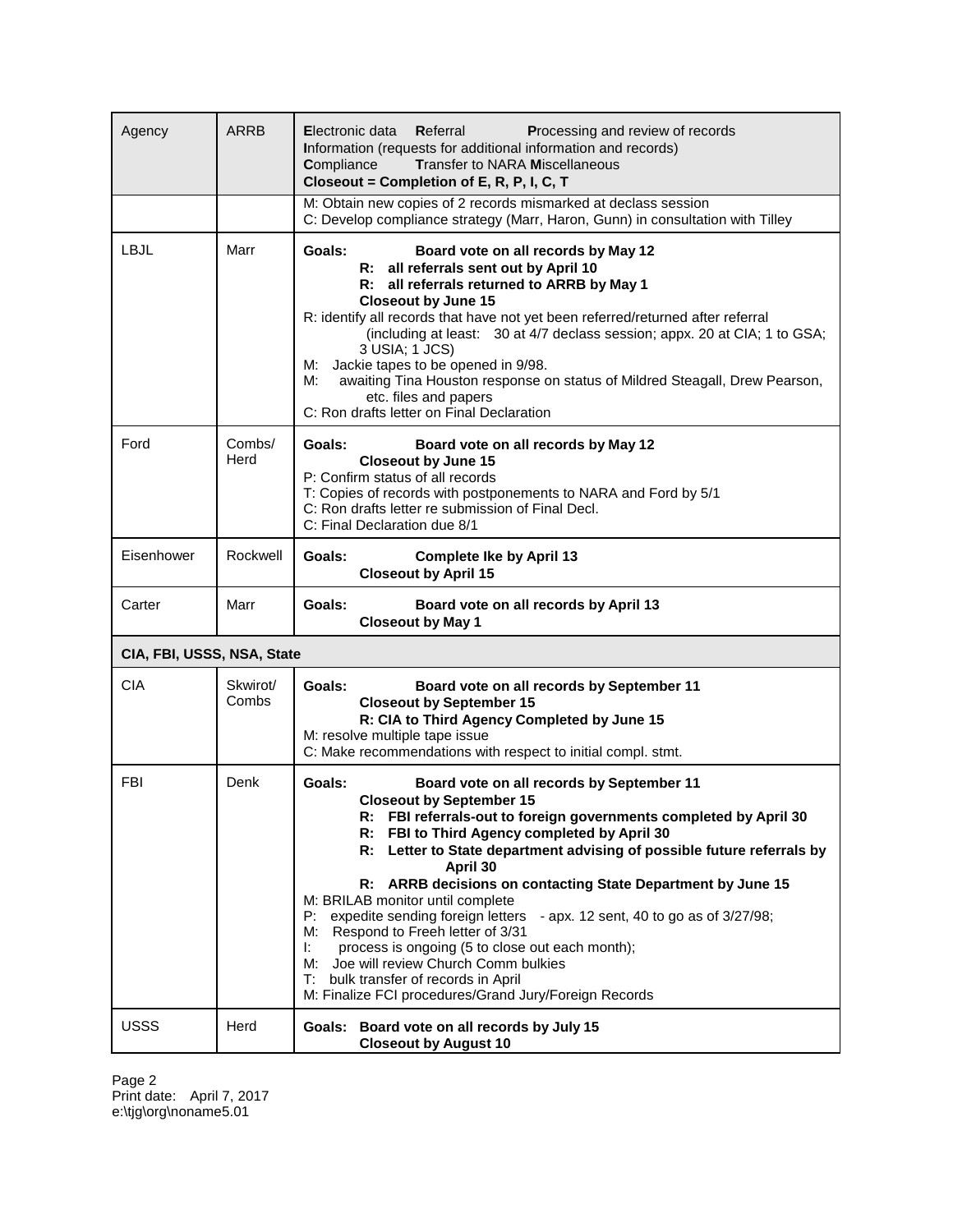| Agency | ARRB | **E**lectronic data **R**eferral **P**rocessing and review of records<br>**I**nformation (requests for additional information and records)<br>**C**ompliance **T**ransfer to NARA **M**iscellaneous<br>**Closeout = Completion of E, R, P, I, C, T** |
|---|---|---|
| | | M: Obtain new copies of 2 records mismarked at declass session<br>C: Develop compliance strategy (Marr, Haron, Gunn) in consultation with Tilley |
| LBJL | Marr | **Goals: Board vote on all records by May 12**<br>**R: all referrals sent out by April 10**<br>**R: all referrals returned to ARRB by May 1**<br>**Closeout by June 15**<br>R: identify all records that have not yet been referred/returned after referral (including at least: 30 at 4/7 declass session; appx. 20 at CIA; 1 to GSA; 3 USIA; 1 JCS)<br>M: Jackie tapes to be opened in 9/98.<br>M: awaiting Tina Houston response on status of Mildred Steagall, Drew Pearson, etc. files and papers<br>C: Ron drafts letter on Final Declaration |
| Ford | Combs/ Herd | **Goals: Board vote on all records by May 12**<br>**Closeout by June 15**<br>P: Confirm status of all records<br>T: Copies of records with postponements to NARA and Ford by 5/1<br>C: Ron drafts letter re submission of Final Decl.<br>C: Final Declaration due 8/1 |
| Eisenhower | Rockwell | **Goals: Complete Ike by April 13**<br>**Closeout by April 15** |
| Carter | Marr | **Goals: Board vote on all records by April 13**<br>**Closeout by May 1** |
| **CIA, FBI, USSS, NSA, State** | | |
| CIA | Skwirot/ Combs | **Goals: Board vote on all records by September 11**<br>**Closeout by September 15**<br>**R: CIA to Third Agency Completed by June 15**<br>M: resolve multiple tape issue<br>C: Make recommendations with respect to initial compl. stmt. |
| FBI | Denk | **Goals: Board vote on all records by September 11**<br>**Closeout by September 15**<br>**R: FBI referrals-out to foreign governments completed by April 30**<br>**R: FBI to Third Agency completed by April 30**<br>**R: Letter to State department advising of possible future referrals by April 30**<br>**R: ARRB decisions on contacting State Department by June 15**<br>M: BRILAB monitor until complete<br>P: expedite sending foreign letters - apx. 12 sent, 40 to go as of 3/27/98;<br>M: Respond to Freeh letter of 3/31<br>I: process is ongoing (5 to close out each month);<br>M: Joe will review Church Comm bulkies<br>T: bulk transfer of records in April<br>M: Finalize FCI procedures/Grand Jury/Foreign Records |
| USSS | Herd | **Goals: Board vote on all records by July 15**<br>**Closeout by August 10** |

Print date: April 7, 2017
e:\tjg\org\noname5.01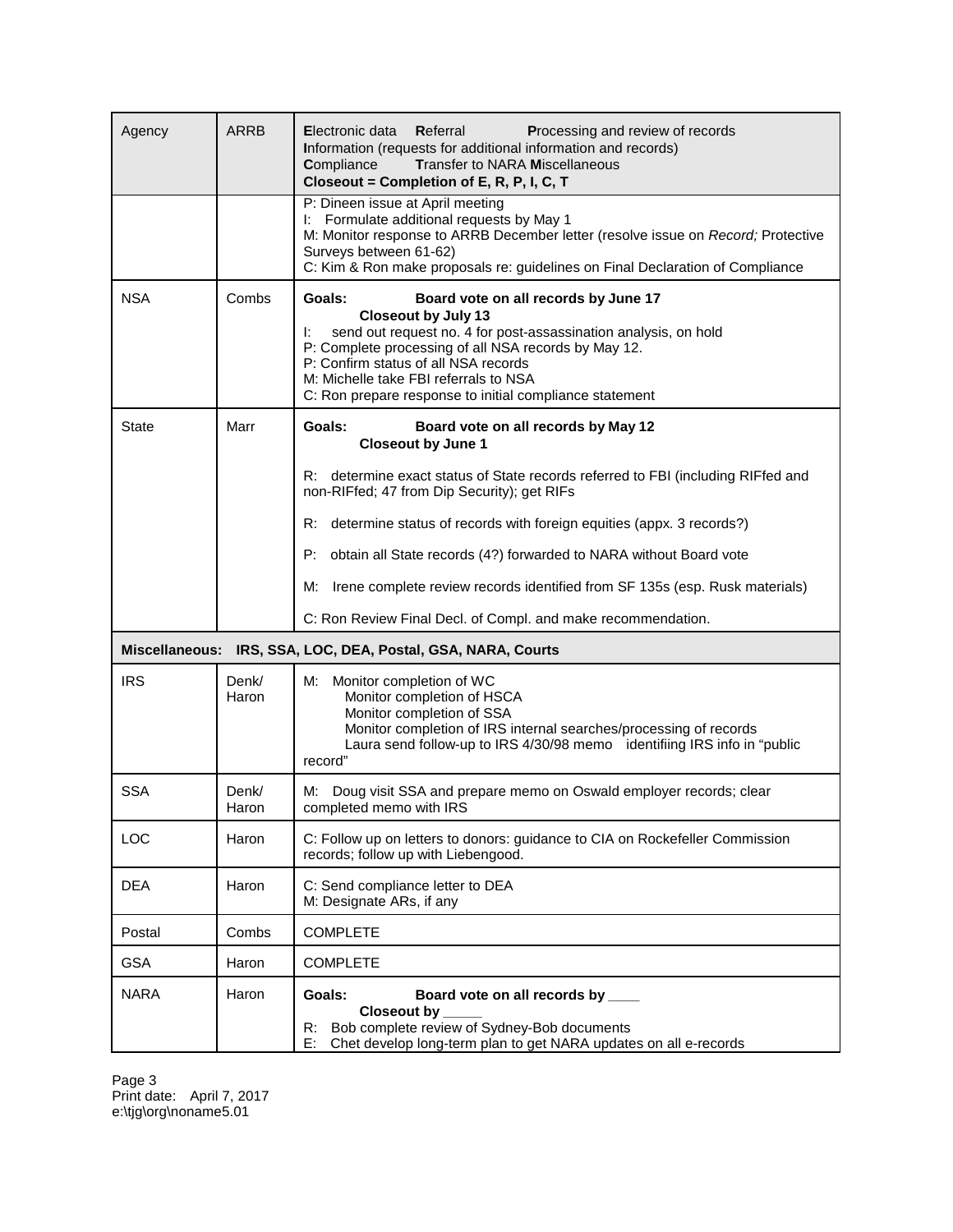| Agency | ARRB | **E**lectronic data **R**eferral **P**rocessing and review of records<br>**I**nformation (requests for additional information and records)<br>**C**ompliance **T**ransfer to NARA **M**iscellaneous<br>**Closeout = Completion of E, R, P, I, C, T** |
|---|---|---|
| | | P: Dineen issue at April meeting<br>I: Formulate additional requests by May 1<br>M: Monitor response to ARRB December letter (resolve issue on *Record;* Protective Surveys between 61-62)<br>C: Kim & Ron make proposals re: guidelines on Final Declaration of Compliance |
| NSA | Combs | **Goals: Board vote on all records by June 17**<br>**Closeout by July 13**<br>I: send out request no. 4 for post-assassination analysis, on hold<br>P: Complete processing of all NSA records by May 12.<br>P: Confirm status of all NSA records<br>M: Michelle take FBI referrals to NSA<br>C: Ron prepare response to initial compliance statement |
| State | Marr | **Goals: Board vote on all records by May 12**<br>**Closeout by June 1**<br>R: determine exact status of State records referred to FBI (including RIFfed and non-RIFfed; 47 from Dip Security); get RIFs<br>R: determine status of records with foreign equities (appx. 3 records?)<br>P: obtain all State records (4?) forwarded to NARA without Board vote<br>M: Irene complete review records identified from SF 135s (esp. Rusk materials)<br>C: Ron Review Final Decl. of Compl. and make recommendation. |
| **Miscellaneous: IRS, SSA, LOC, DEA, Postal, GSA, NARA, Courts** | | |
| IRS | Denk/ Haron | M: Monitor completion of WC<br>Monitor completion of HSCA<br>Monitor completion of SSA<br>Monitor completion of IRS internal searches/processing of records<br>Laura send follow-up to IRS 4/30/98 memo identifiing IRS info in "public record" |
| SSA | Denk/ Haron | M: Doug visit SSA and prepare memo on Oswald employer records; clear completed memo with IRS |
| LOC | Haron | C: Follow up on letters to donors: guidance to CIA on Rockefeller Commission records; follow up with Liebengood. |
| DEA | Haron | C: Send compliance letter to DEA<br>M: Designate ARs, if any |
| Postal | Combs | COMPLETE |
| GSA | Haron | COMPLETE |
| NARA | Haron | **Goals: Board vote on all records by ____**<br>**Closeout by _____**<br>R: Bob complete review of Sydney-Bob documents<br>E: Chet develop long-term plan to get NARA updates on all e-records |

Print date: April 7, 2017
e:\tjg\org\noname5.01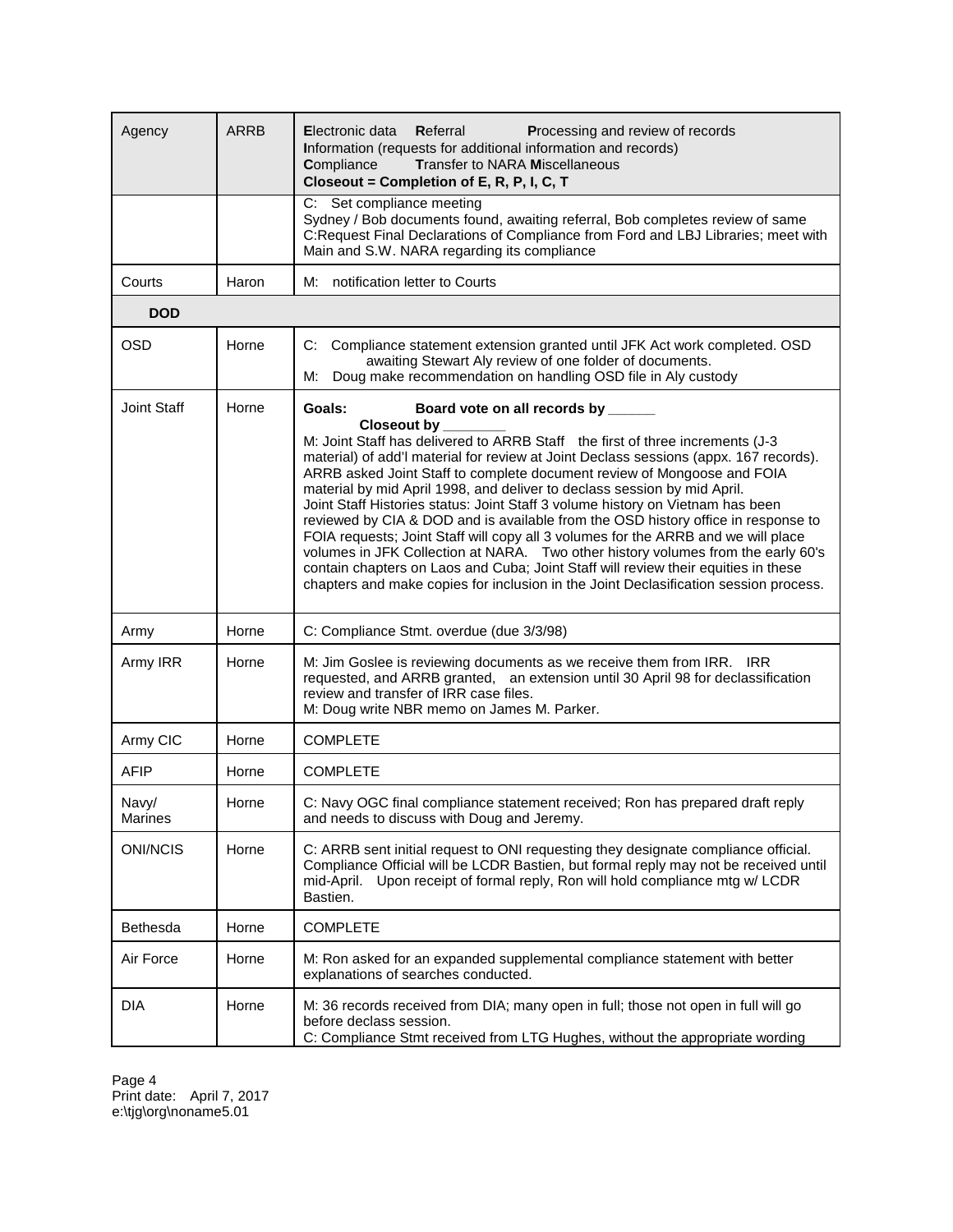| Agency | ARRB | **E**lectronic data **R**eferral **P**rocessing and review of records<br>**I**nformation (requests for additional information and records)<br>**C**ompliance **T**ransfer to NARA **M**iscellaneous<br>**Closeout = Completion of E, R, P, I, C, T** |
|---|---|---|
| | | C: Set compliance meeting<br>Sydney / Bob documents found, awaiting referral, Bob completes review of same<br>C:Request Final Declarations of Compliance from Ford and LBJ Libraries; meet with Main and S.W. NARA regarding its compliance |
| Courts | Haron | M: notification letter to Courts |
| **DOD** | | |
| OSD | Horne | C: Compliance statement extension granted until JFK Act work completed. OSD awaiting Stewart Aly review of one folder of documents.<br>M: Doug make recommendation on handling OSD file in Aly custody |
| Joint Staff | Horne | **Goals: Board vote on all records by ______**<br>**Closeout by ________**<br>M: Joint Staff has delivered to ARRB Staff the first of three increments (J-3 material) of add'l material for review at Joint Declass sessions (appx. 167 records). ARRB asked Joint Staff to complete document review of Mongoose and FOIA material by mid April 1998, and deliver to declass session by mid April.<br>Joint Staff Histories status: Joint Staff 3 volume history on Vietnam has been reviewed by CIA & DOD and is available from the OSD history office in response to FOIA requests; Joint Staff will copy all 3 volumes for the ARRB and we will place volumes in JFK Collection at NARA. Two other history volumes from the early 60's contain chapters on Laos and Cuba; Joint Staff will review their equities in these chapters and make copies for inclusion in the Joint Declasification session process. |
| Army | Horne | C: Compliance Stmt. overdue (due 3/3/98) |
| Army IRR | Horne | M: Jim Goslee is reviewing documents as we receive them from IRR. IRR requested, and ARRB granted, an extension until 30 April 98 for declassification review and transfer of IRR case files.<br>M: Doug write NBR memo on James M. Parker. |
| Army CIC | Horne | COMPLETE |
| AFIP | Horne | COMPLETE |
| Navy/ Marines | Horne | C: Navy OGC final compliance statement received; Ron has prepared draft reply and needs to discuss with Doug and Jeremy. |
| ONI/NCIS | Horne | C: ARRB sent initial request to ONI requesting they designate compliance official. Compliance Official will be LCDR Bastien, but formal reply may not be received until mid-April. Upon receipt of formal reply, Ron will hold compliance mtg w/ LCDR Bastien. |
| Bethesda | Horne | COMPLETE |
| Air Force | Horne | M: Ron asked for an expanded supplemental compliance statement with better explanations of searches conducted. |
| DIA | Horne | M: 36 records received from DIA; many open in full; those not open in full will go before declass session.<br>C: Compliance Stmt received from LTG Hughes, without the appropriate wording |

Print date: April 7, 2017
e:\tjg\org\noname5.01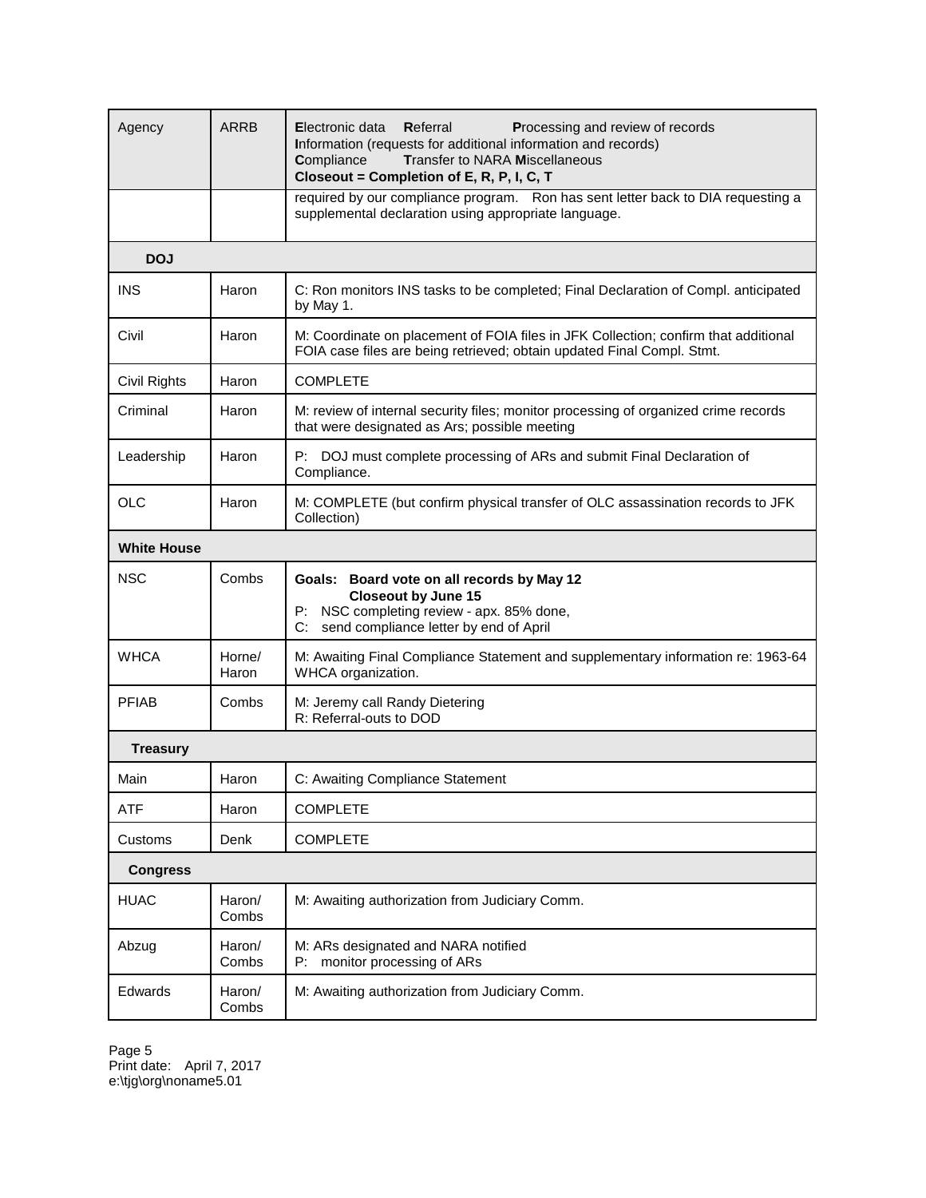| Agency | ARRB | **E**lectronic data **R**eferral **P**rocessing and review of records **I**nformation (requests for additional information and records) **C**ompliance **T**ransfer to NARA **M**iscellaneous **Closeout = Completion of E, R, P, I, C, T** |
|---|---|---|
| | | required by our compliance program. Ron has sent letter back to DIA requesting a supplemental declaration using appropriate language. |
| **DOJ** | | |
| INS | Haron | C: Ron monitors INS tasks to be completed; Final Declaration of Compl. anticipated by May 1. |
| Civil | Haron | M: Coordinate on placement of FOIA files in JFK Collection; confirm that additional FOIA case files are being retrieved; obtain updated Final Compl. Stmt. |
| Civil Rights | Haron | COMPLETE |
| Criminal | Haron | M: review of internal security files; monitor processing of organized crime records that were designated as Ars; possible meeting |
| Leadership | Haron | P: DOJ must complete processing of ARs and submit Final Declaration of Compliance. |
| OLC | Haron | M: COMPLETE (but confirm physical transfer of OLC assassination records to JFK Collection) |
| **White House** | | |
| NSC | Combs | **Goals: Board vote on all records by May 12** **Closeout by June 15** P: NSC completing review - apx. 85% done, C: send compliance letter by end of April |
| WHCA | Horne/ Haron | M: Awaiting Final Compliance Statement and supplementary information re: 1963-64 WHCA organization. |
| PFIAB | Combs | M: Jeremy call Randy Dietering R: Referral-outs to DOD |
| **Treasury** | | |
| Main | Haron | C: Awaiting Compliance Statement |
| ATF | Haron | COMPLETE |
| Customs | Denk | COMPLETE |
| **Congress** | | |
| HUAC | Haron/ Combs | M: Awaiting authorization from Judiciary Comm. |
| Abzug | Haron/ Combs | M: ARs designated and NARA notified P: monitor processing of ARs |
| Edwards | Haron/ Combs | M: Awaiting authorization from Judiciary Comm. |

Page 5
Print date: April 7, 2017
e:\tjg\org\noname5.01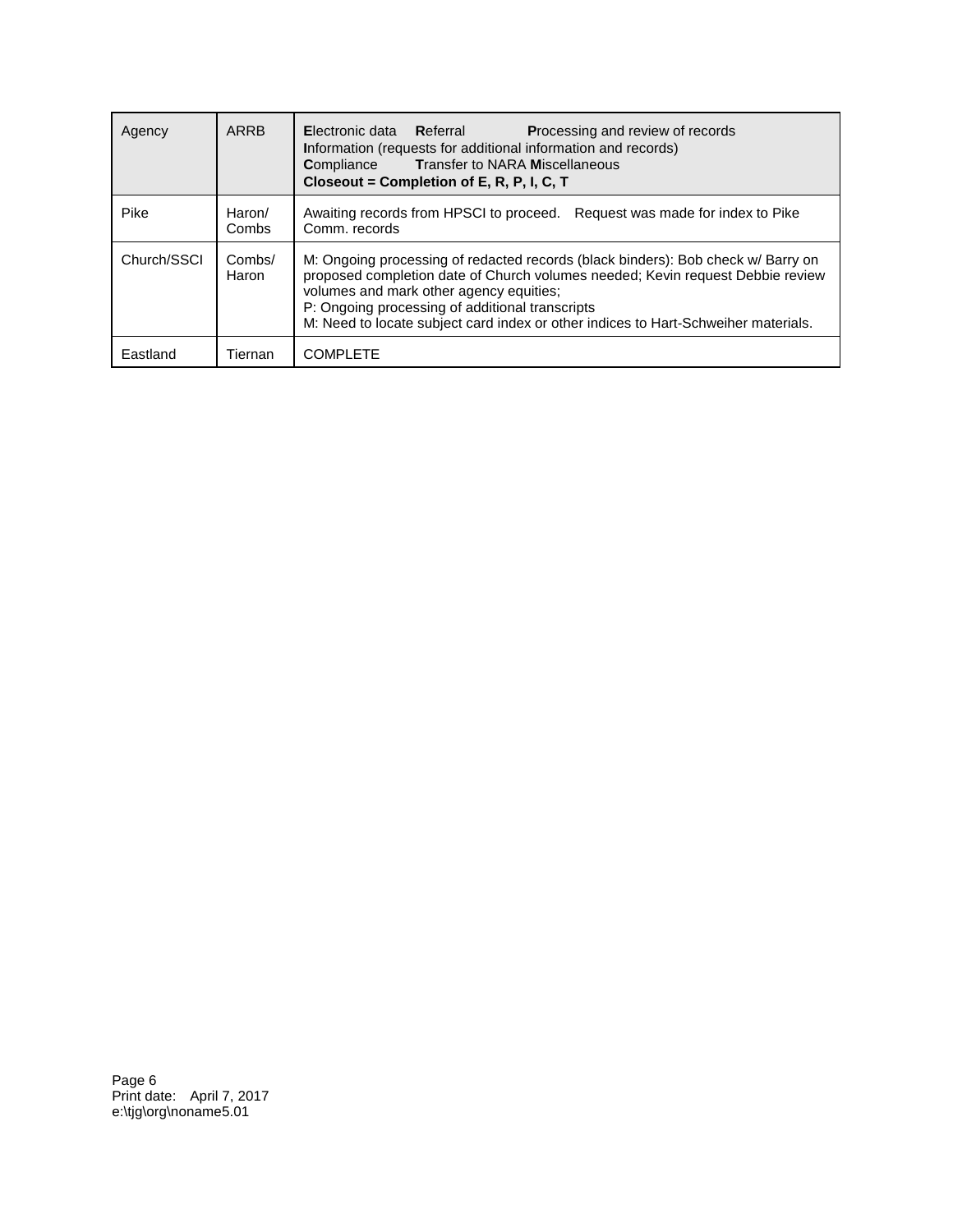| Agency | ARRB | **E**lectronic data **R**eferral **P**rocessing and review of records<br>**I**nformation (requests for additional information and records)<br>**C**ompliance **T**ransfer to NARA **M**iscellaneous<br>**Closeout = Completion of E, R, P, I, C, T** |
|---|---|---|
| Pike | Haron/ Combs | Awaiting records from HPSCI to proceed. Request was made for index to Pike Comm. records |
| Church/SSCI | Combs/ Haron | M: Ongoing processing of redacted records (black binders): Bob check w/ Barry on proposed completion date of Church volumes needed; Kevin request Debbie review volumes and mark other agency equities;<br>P: Ongoing processing of additional transcripts<br>M: Need to locate subject card index or other indices to Hart-Schweiher materials. |
| Eastland | Tiernan | COMPLETE |

Print date: April 7, 2017
e:\tjg\org\noname5.01